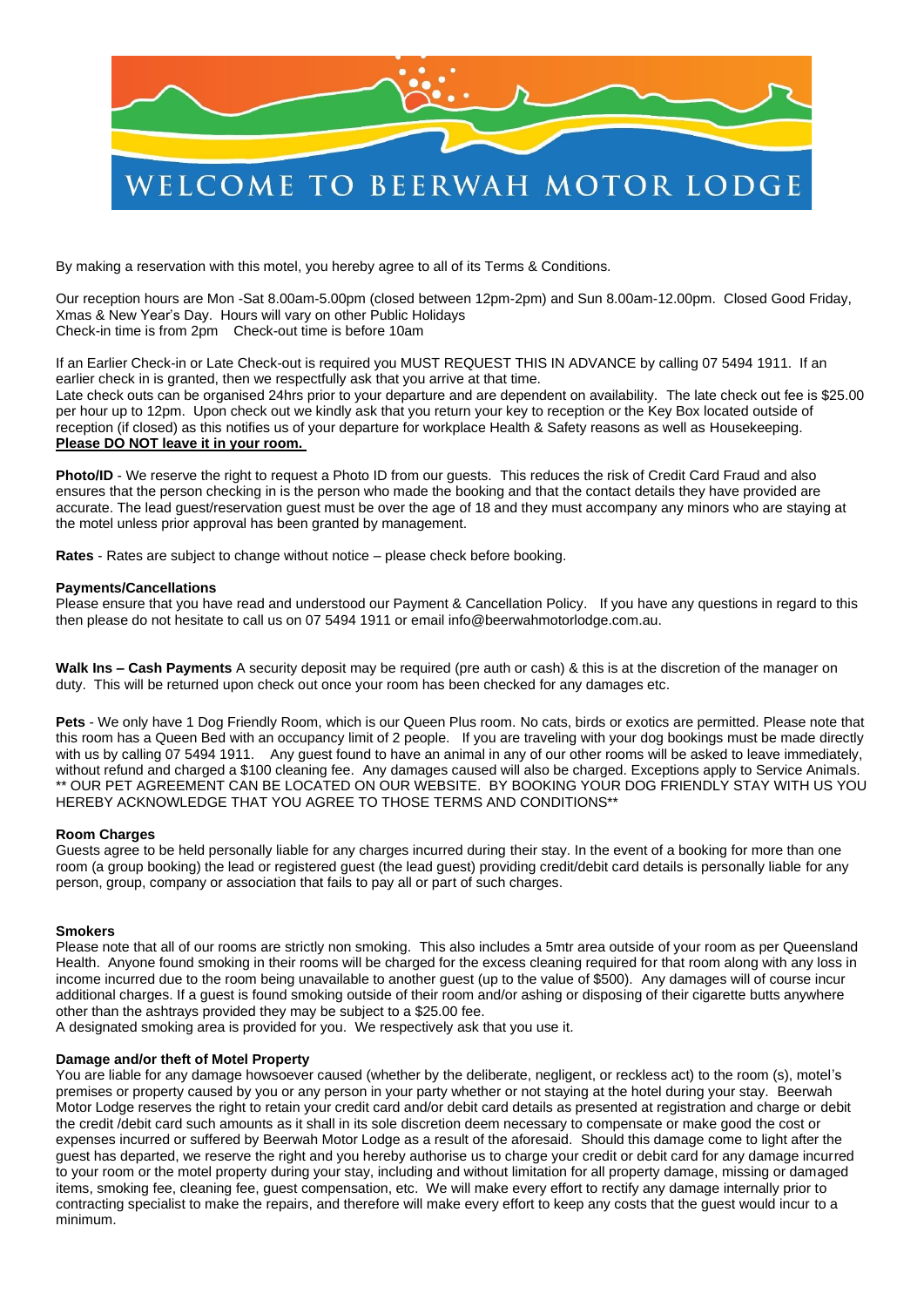# WELCOME TO BEERWAH MOTOR LODGE

By making a reservation with this motel, you hereby agree to all of its Terms & Conditions.

Our reception hours are Mon -Sat 8.00am-5.00pm (closed between 12pm-2pm) and Sun 8.00am-12.00pm. Closed Good Friday, Xmas & New Year's Day. Hours will vary on other Public Holidays
Check-in time is from 2pm  Check-out time is before 10am

If an Earlier Check-in or Late Check-out is required you MUST REQUEST THIS IN ADVANCE by calling 07 5494 1911. If an earlier check in is granted, then we respectfully ask that you arrive at that time.
Late check outs can be organised 24hrs prior to your departure and are dependent on availability. The late check out fee is $25.00 per hour up to 12pm. Upon check out we kindly ask that you return your key to reception or the Key Box located outside of reception (if closed) as this notifies us of your departure for workplace Health & Safety reasons as well as Housekeeping.
**Please DO NOT leave it in your room.**

**Photo/ID** - We reserve the right to request a Photo ID from our guests. This reduces the risk of Credit Card Fraud and also ensures that the person checking in is the person who made the booking and that the contact details they have provided are accurate. The lead guest/reservation guest must be over the age of 18 and they must accompany any minors who are staying at the motel unless prior approval has been granted by management.

**Rates** - Rates are subject to change without notice – please check before booking.

**Payments/Cancellations**
Please ensure that you have read and understood our Payment & Cancellation Policy. If you have any questions in regard to this then please do not hesitate to call us on 07 5494 1911 or email info@beerwahmotorlodge.com.au.

**Walk Ins – Cash Payments** A security deposit may be required (pre auth or cash) & this is at the discretion of the manager on duty. This will be returned upon check out once your room has been checked for any damages etc.

**Pets** - We only have 1 Dog Friendly Room, which is our Queen Plus room. No cats, birds or exotics are permitted. Please note that this room has a Queen Bed with an occupancy limit of 2 people. If you are traveling with your dog bookings must be made directly with us by calling 07 5494 1911. Any guest found to have an animal in any of our other rooms will be asked to leave immediately, without refund and charged a $100 cleaning fee. Any damages caused will also be charged. Exceptions apply to Service Animals. ** OUR PET AGREEMENT CAN BE LOCATED ON OUR WEBSITE. BY BOOKING YOUR DOG FRIENDLY STAY WITH US YOU HEREBY ACKNOWLEDGE THAT YOU AGREE TO THOSE TERMS AND CONDITIONS**

**Room Charges**
Guests agree to be held personally liable for any charges incurred during their stay. In the event of a booking for more than one room (a group booking) the lead or registered guest (the lead guest) providing credit/debit card details is personally liable for any person, group, company or association that fails to pay all or part of such charges.

**Smokers**
Please note that all of our rooms are strictly non smoking. This also includes a 5mtr area outside of your room as per Queensland Health. Anyone found smoking in their rooms will be charged for the excess cleaning required for that room along with any loss in income incurred due to the room being unavailable to another guest (up to the value of $500). Any damages will of course incur additional charges. If a guest is found smoking outside of their room and/or ashing or disposing of their cigarette butts anywhere other than the ashtrays provided they may be subject to a $25.00 fee.
A designated smoking area is provided for you. We respectively ask that you use it.

**Damage and/or theft of Motel Property**
You are liable for any damage howsoever caused (whether by the deliberate, negligent, or reckless act) to the room (s), motel's premises or property caused by you or any person in your party whether or not staying at the hotel during your stay. Beerwah Motor Lodge reserves the right to retain your credit card and/or debit card details as presented at registration and charge or debit the credit /debit card such amounts as it shall in its sole discretion deem necessary to compensate or make good the cost or expenses incurred or suffered by Beerwah Motor Lodge as a result of the aforesaid. Should this damage come to light after the guest has departed, we reserve the right and you hereby authorise us to charge your credit or debit card for any damage incurred to your room or the motel property during your stay, including and without limitation for all property damage, missing or damaged items, smoking fee, cleaning fee, guest compensation, etc. We will make every effort to rectify any damage internally prior to contracting specialist to make the repairs, and therefore will make every effort to keep any costs that the guest would incur to a minimum.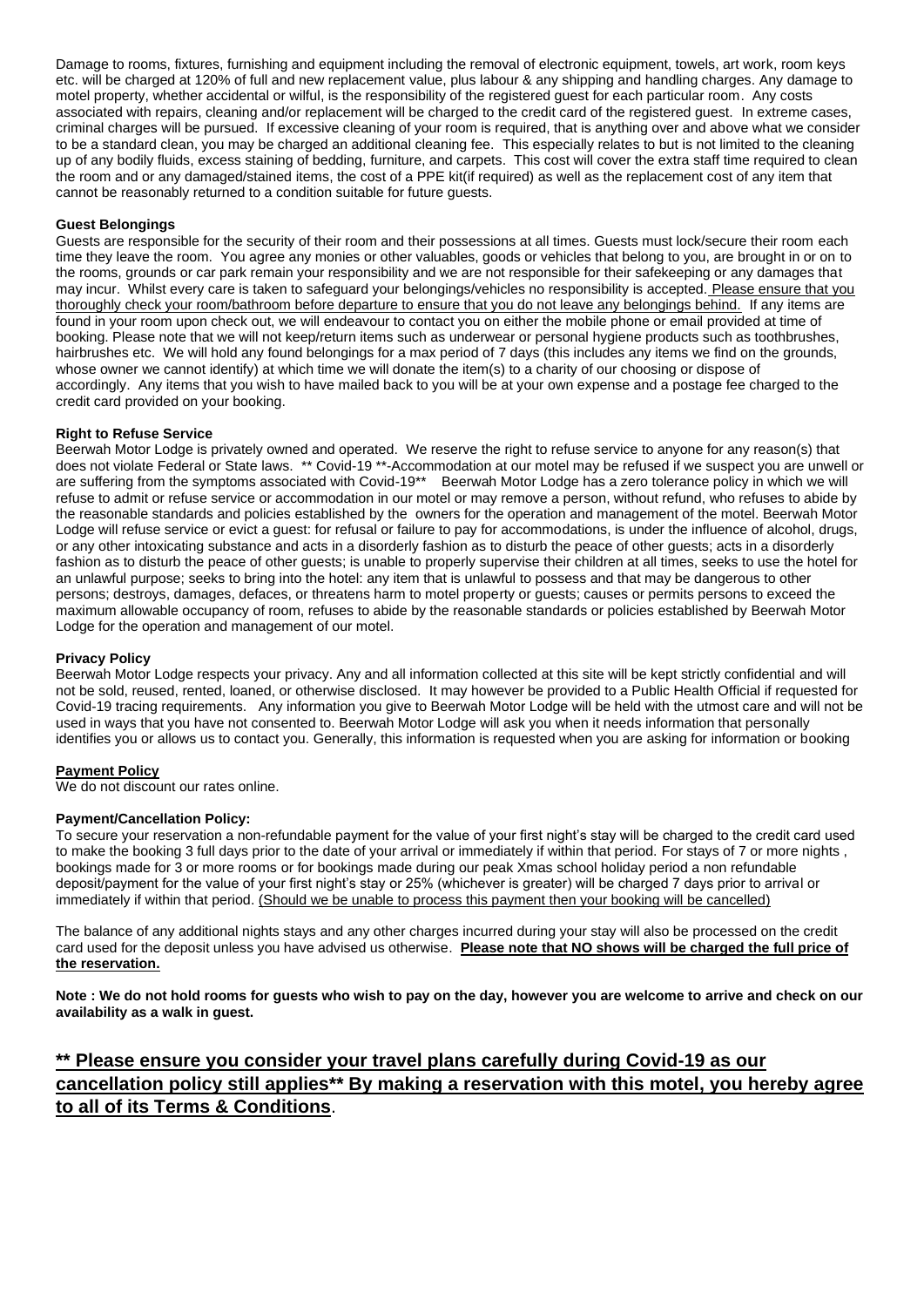Damage to rooms, fixtures, furnishing and equipment including the removal of electronic equipment, towels, art work, room keys etc. will be charged at 120% of full and new replacement value, plus labour & any shipping and handling charges. Any damage to motel property, whether accidental or wilful, is the responsibility of the registered guest for each particular room. Any costs associated with repairs, cleaning and/or replacement will be charged to the credit card of the registered guest. In extreme cases, criminal charges will be pursued. If excessive cleaning of your room is required, that is anything over and above what we consider to be a standard clean, you may be charged an additional cleaning fee. This especially relates to but is not limited to the cleaning up of any bodily fluids, excess staining of bedding, furniture, and carpets. This cost will cover the extra staff time required to clean the room and or any damaged/stained items, the cost of a PPE kit(if required) as well as the replacement cost of any item that cannot be reasonably returned to a condition suitable for future guests.

**Guest Belongings**

Guests are responsible for the security of their room and their possessions at all times. Guests must lock/secure their room each time they leave the room. You agree any monies or other valuables, goods or vehicles that belong to you, are brought in or on to the rooms, grounds or car park remain your responsibility and we are not responsible for their safekeeping or any damages that may incur. Whilst every care is taken to safeguard your belongings/vehicles no responsibility is accepted. Please ensure that you thoroughly check your room/bathroom before departure to ensure that you do not leave any belongings behind. If any items are found in your room upon check out, we will endeavour to contact you on either the mobile phone or email provided at time of booking. Please note that we will not keep/return items such as underwear or personal hygiene products such as toothbrushes, hairbrushes etc. We will hold any found belongings for a max period of 7 days (this includes any items we find on the grounds, whose owner we cannot identify) at which time we will donate the item(s) to a charity of our choosing or dispose of accordingly. Any items that you wish to have mailed back to you will be at your own expense and a postage fee charged to the credit card provided on your booking.

**Right to Refuse Service**

Beerwah Motor Lodge is privately owned and operated. We reserve the right to refuse service to anyone for any reason(s) that does not violate Federal or State laws. ** Covid-19 **-Accommodation at our motel may be refused if we suspect you are unwell or are suffering from the symptoms associated with Covid-19** Beerwah Motor Lodge has a zero tolerance policy in which we will refuse to admit or refuse service or accommodation in our motel or may remove a person, without refund, who refuses to abide by the reasonable standards and policies established by the owners for the operation and management of the motel. Beerwah Motor Lodge will refuse service or evict a guest: for refusal or failure to pay for accommodations, is under the influence of alcohol, drugs, or any other intoxicating substance and acts in a disorderly fashion as to disturb the peace of other guests; acts in a disorderly fashion as to disturb the peace of other guests; is unable to properly supervise their children at all times, seeks to use the hotel for an unlawful purpose; seeks to bring into the hotel: any item that is unlawful to possess and that may be dangerous to other persons; destroys, damages, defaces, or threatens harm to motel property or guests; causes or permits persons to exceed the maximum allowable occupancy of room, refuses to abide by the reasonable standards or policies established by Beerwah Motor Lodge for the operation and management of our motel.

**Privacy Policy**

Beerwah Motor Lodge respects your privacy. Any and all information collected at this site will be kept strictly confidential and will not be sold, reused, rented, loaned, or otherwise disclosed. It may however be provided to a Public Health Official if requested for Covid-19 tracing requirements. Any information you give to Beerwah Motor Lodge will be held with the utmost care and will not be used in ways that you have not consented to. Beerwah Motor Lodge will ask you when it needs information that personally identifies you or allows us to contact you. Generally, this information is requested when you are asking for information or booking

**Payment Policy**

We do not discount our rates online.

**Payment/Cancellation Policy:**

To secure your reservation a non-refundable payment for the value of your first night's stay will be charged to the credit card used to make the booking 3 full days prior to the date of your arrival or immediately if within that period. For stays of 7 or more nights , bookings made for 3 or more rooms or for bookings made during our peak Xmas school holiday period a non refundable deposit/payment for the value of your first night's stay or 25% (whichever is greater) will be charged 7 days prior to arrival or immediately if within that period. (Should we be unable to process this payment then your booking will be cancelled)

The balance of any additional nights stays and any other charges incurred during your stay will also be processed on the credit card used for the deposit unless you have advised us otherwise. **Please note that NO shows will be charged the full price of the reservation.**

**Note : We do not hold rooms for guests who wish to pay on the day, however you are welcome to arrive and check on our availability as a walk in guest.**

## ** Please ensure you consider your travel plans carefully during Covid-19 as our cancellation policy still applies** By making a reservation with this motel, you hereby agree to all of its Terms & Conditions.